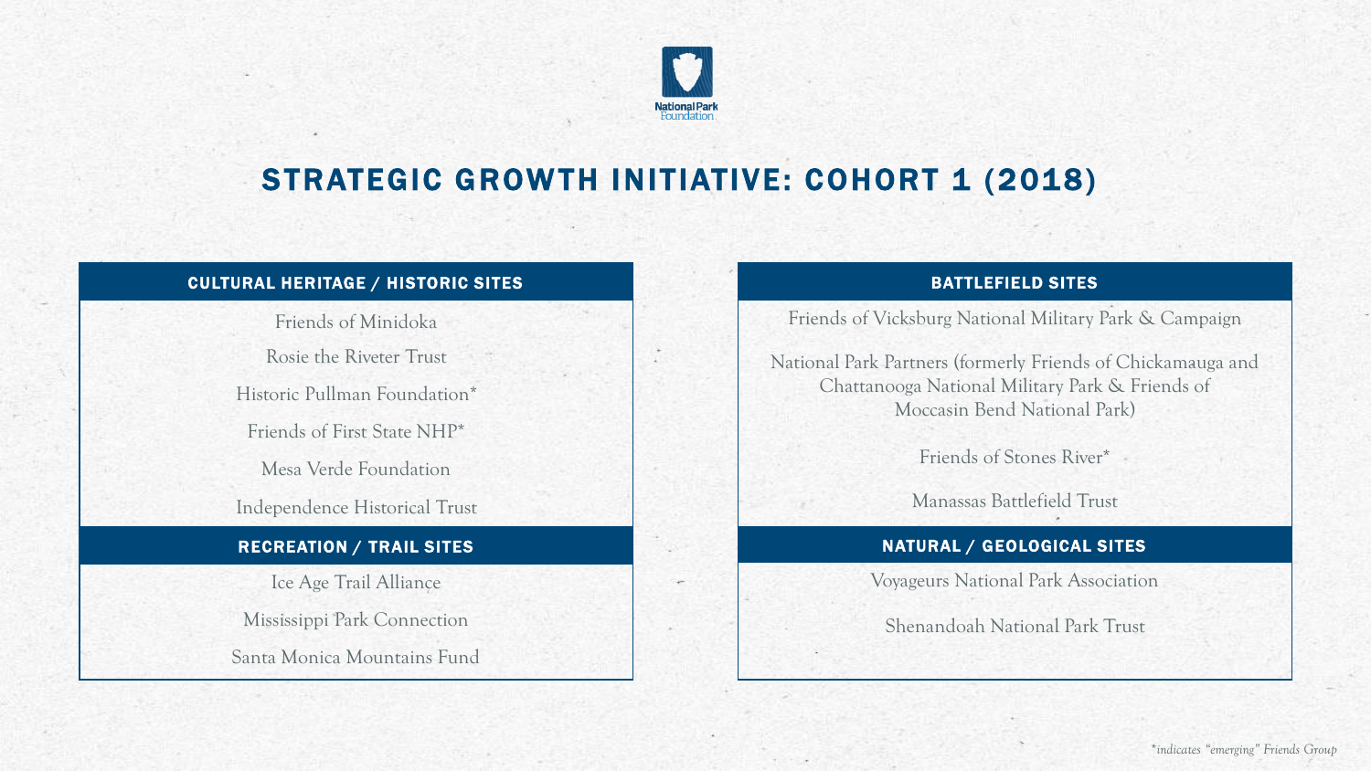# STRATEGIC GROWTH INITIATIVE: COHORT 1 (2018)

## CULTURAL HERITAGE / HISTORIC SITES

- Friends of Minidoka
- Rosie the Riveter Trust
- Historic Pullman Foundation*
- Friends of First State NHP*
- Mesa Verde Foundation
- Independence Historical Trust

## RECREATION / TRAIL SITES

- Ice Age Trail Alliance
- Mississippi Park Connection
- Santa Monica Mountains Fund

## BATTLEFIELD SITES

- Friends of Vicksburg National Military Park & Campaign
- National Park Partners (formerly Friends of Chickamauga and Chattanooga National Military Park & Friends of Moccasin Bend National Park)
- Friends of Stones River*
- Manassas Battlefield Trust

## NATURAL / GEOLOGICAL SITES

- Voyageurs National Park Association
- Shenandoah National Park Trust

*\*indicates "emerging" Friends Group*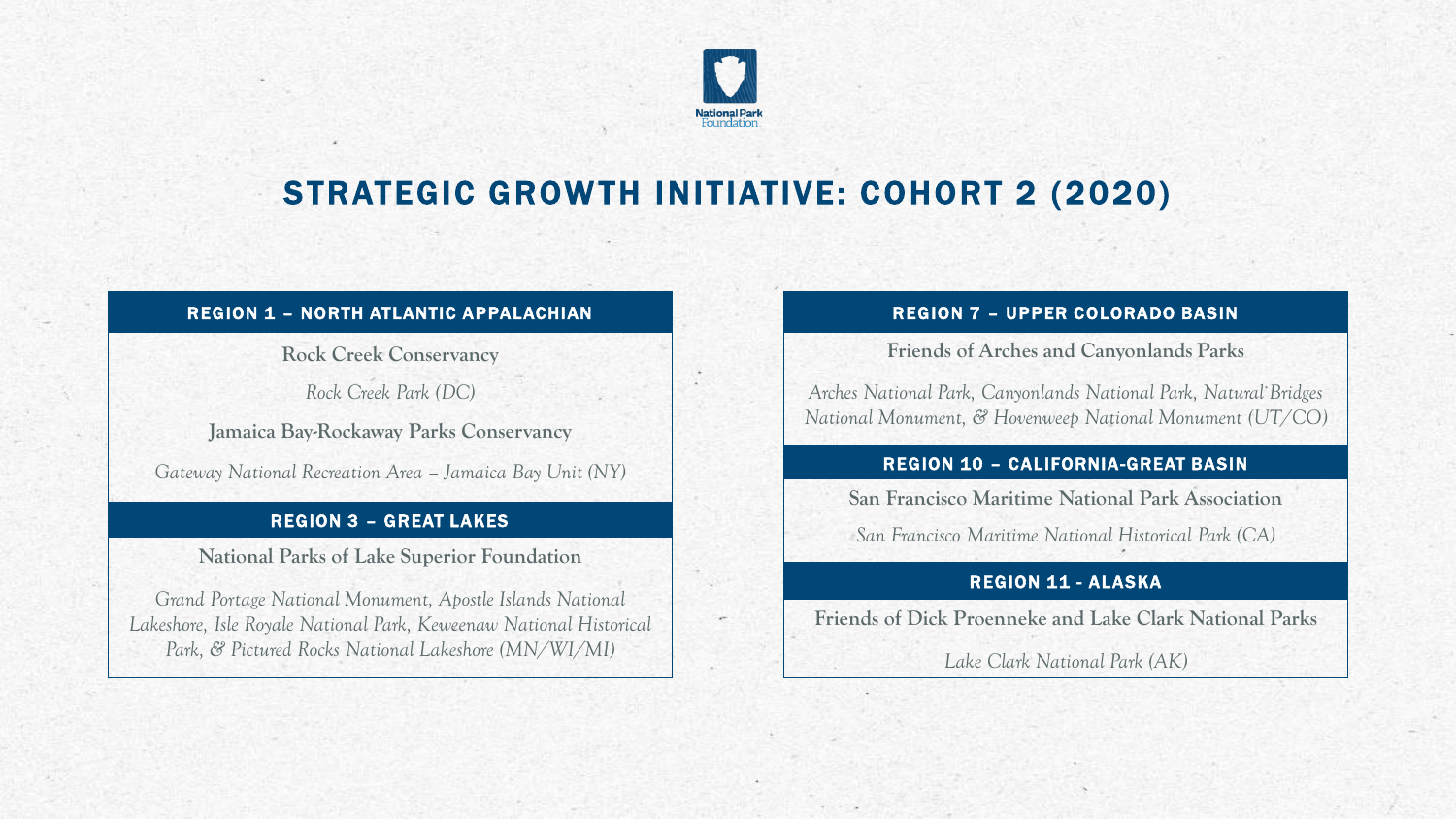National Park Foundation

# STRATEGIC GROWTH INITIATIVE: COHORT 2 (2020)

## REGION 1 – NORTH ATLANTIC APPALACHIAN

**Rock Creek Conservancy**

*Rock Creek Park (DC)*

**Jamaica Bay-Rockaway Parks Conservancy**

*Gateway National Recreation Area – Jamaica Bay Unit (NY)*

## REGION 3 – GREAT LAKES

**National Parks of Lake Superior Foundation**

*Grand Portage National Monument, Apostle Islands National Lakeshore, Isle Royale National Park, Keweenaw National Historical Park, & Pictured Rocks National Lakeshore (MN/WI/MI)*

## REGION 7 – UPPER COLORADO BASIN

**Friends of Arches and Canyonlands Parks**

*Arches National Park, Canyonlands National Park, Natural Bridges National Monument, & Hovenweep National Monument (UT/CO)*

## REGION 10 – CALIFORNIA-GREAT BASIN

**San Francisco Maritime National Park Association**

*San Francisco Maritime National Historical Park (CA)*

## REGION 11 - ALASKA

**Friends of Dick Proenneke and Lake Clark National Parks**

*Lake Clark National Park (AK)*